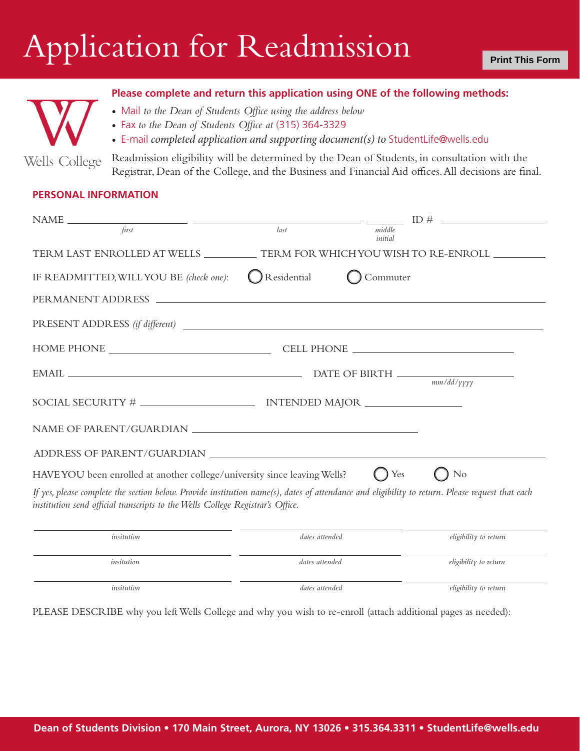# Application for Readmission

Print This Form

Wells College

**Please complete and return this application using ONE of the following methods:**

- Mail *to the Dean of Students Office using the address below*
- Fax *to the Dean of Students Office at* (315) 364-3329
- E-mail *completed application and supporting document(s) to* StudentLife@wells.edu

Readmission eligibility will be determined by the Dean of Students, in consultation with the Registrar, Dean of the College, and the Business and Financial Aid offices. All decisions are final.

## PERSONAL INFORMATION

NAME ______________ ______________ ______ ID # ______________
*first* *last* *middle initial*

TERM LAST ENROLLED AT WELLS __________ TERM FOR WHICH YOU WISH TO RE-ENROLL __________

IF READMITTED, WILL YOU BE *(check one)*: ◯ Residential ◯ Commuter

PERMANENT ADDRESS ______________________________

PRESENT ADDRESS *(if different)* ______________________________

HOME PHONE ______________ CELL PHONE ______________

EMAIL ______________ DATE OF BIRTH ______________ *mm/dd/yyyy*

SOCIAL SECURITY # ______________ INTENDED MAJOR ______________

NAME OF PARENT/GUARDIAN ______________________________

ADDRESS OF PARENT/GUARDIAN ______________________________

HAVE YOU been enrolled at another college/university since leaving Wells? ◯ Yes ◯ No

*If yes, please complete the section below. Provide institution name(s), dates of attendance and eligibility to return. Please request that each institution send official transcripts to the Wells College Registrar's Office.*

| *insitution* | *dates attended* | *eligibility to return* |
|---|---|---|
| | | |
| | | |
| | | |

PLEASE DESCRIBE why you left Wells College and why you wish to re-enroll (attach additional pages as needed):

**Dean of Students Division • 170 Main Street, Aurora, NY 13026 • 315.364.3311 • StudentLife@wells.edu**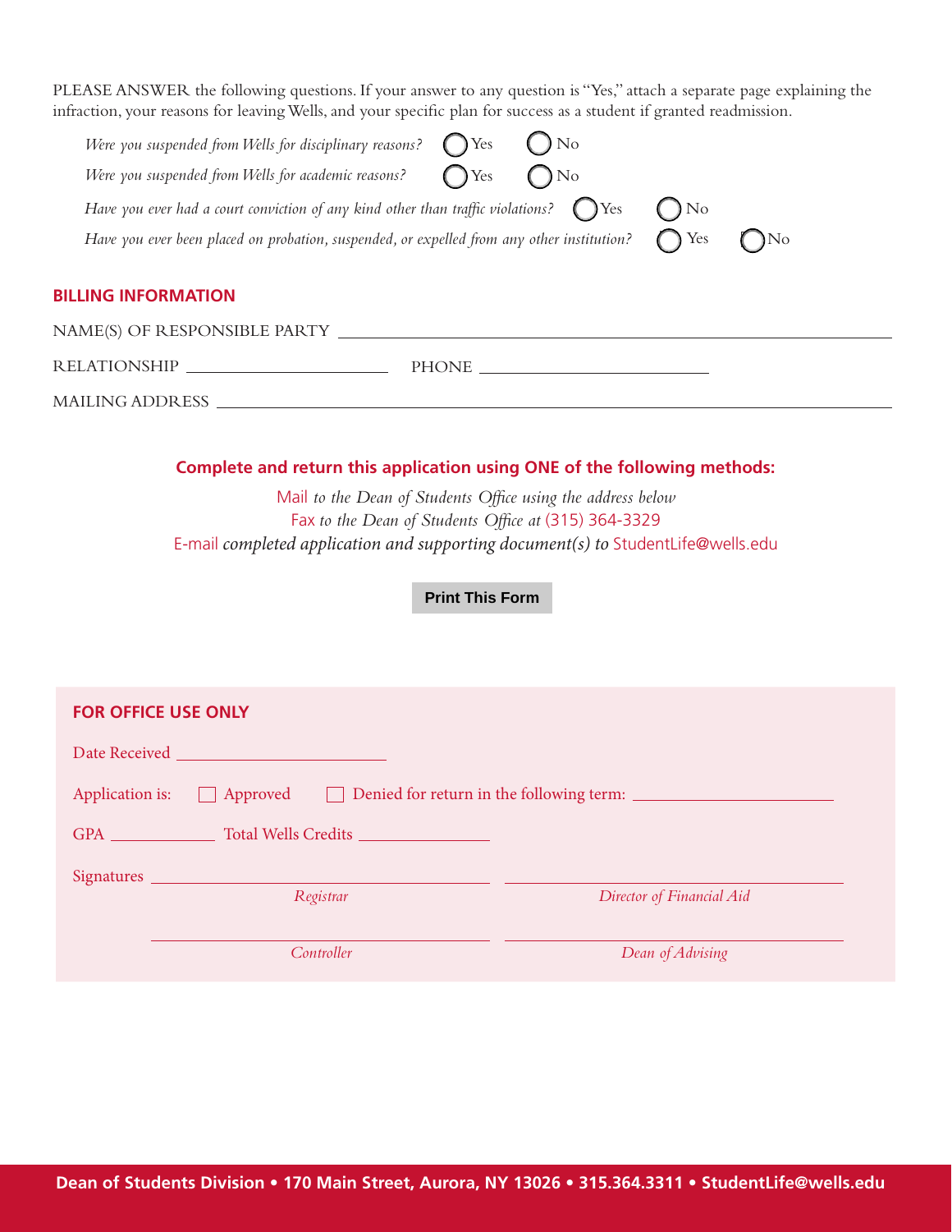PLEASE ANSWER the following questions. If your answer to any question is "Yes," attach a separate page explaining the infraction, your reasons for leaving Wells, and your specific plan for success as a student if granted readmission.

*Were you suspended from Wells for disciplinary reasons?* ◯ Yes ◯ No

*Were you suspended from Wells for academic reasons?* ◯ Yes ◯ No

*Have you ever had a court conviction of any kind other than traffic violations?* ◯ Yes ◯ No

*Have you ever been placed on probation, suspended, or expelled from any other institution?* ◯ Yes ◯ No

## BILLING INFORMATION

NAME(S) OF RESPONSIBLE PARTY ______________________________

RELATIONSHIP ______________________ PHONE ______________________

MAILING ADDRESS ______________________________

**Complete and return this application using ONE of the following methods:**

Mail *to the Dean of Students Office using the address below*

Fax *to the Dean of Students Office at* (315) 364-3329

E-mail *completed application and supporting document(s) to* StudentLife@wells.edu

Print This Form

## FOR OFFICE USE ONLY

Date Received ______________________

Application is: ☐ Approved ☐ Denied for return in the following term: ______________________

GPA ____________ Total Wells Credits ____________

Signatures

______________________ *Registrar*

______________________ *Director of Financial Aid*

______________________ *Controller*

______________________ *Dean of Advising*

**Dean of Students Division • 170 Main Street, Aurora, NY 13026 • 315.364.3311 • StudentLife@wells.edu**